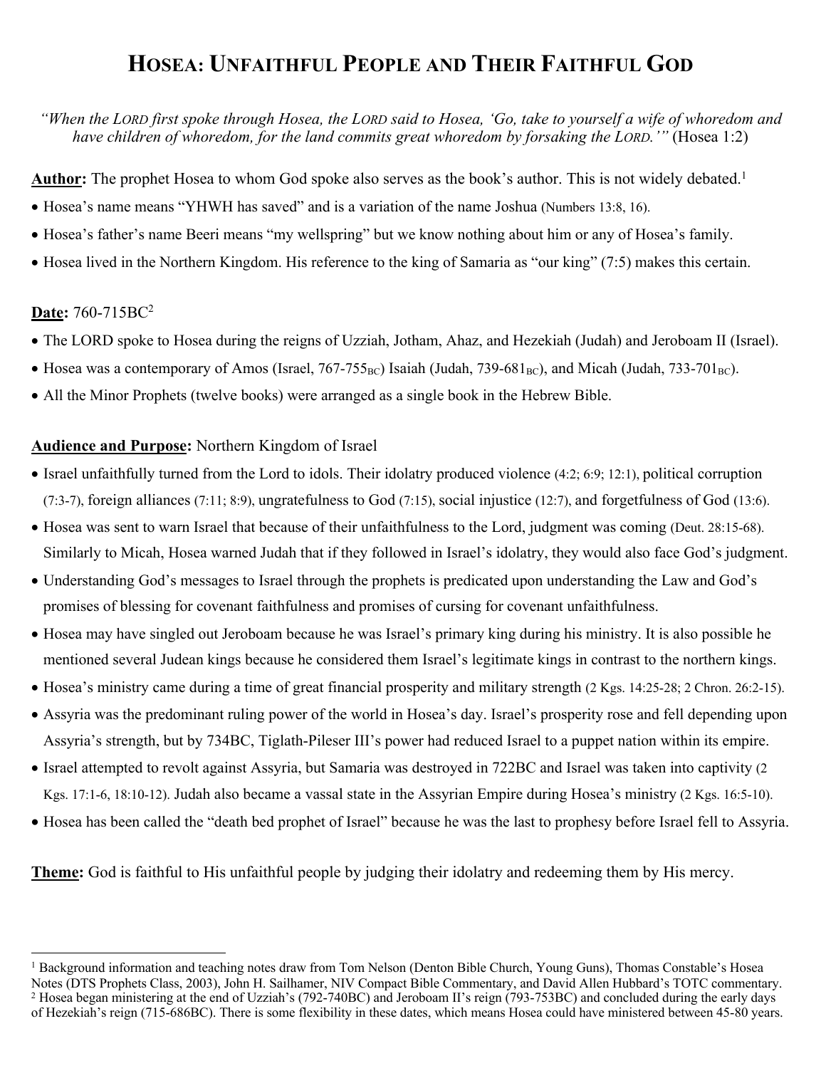# HOSEA: UNFAITHFUL PEOPLE AND THEIR FAITHFUL GOD

*"When the LORD first spoke through Hosea, the LORD said to Hosea, 'Go, take to yourself a wife of whoredom and have children of whoredom, for the land commits great whoredom by forsaking the LORD.'"* (Hosea 1:2)

**Author:** The prophet Hosea to whom God spoke also serves as the book's author. This is not widely debated.[1]

- Hosea's name means "YHWH has saved" and is a variation of the name Joshua (Numbers 13:8, 16).
- Hosea's father's name Beeri means "my wellspring" but we know nothing about him or any of Hosea's family.
- Hosea lived in the Northern Kingdom. His reference to the king of Samaria as "our king" (7:5) makes this certain.

**Date:** 760-715BC[2]

- The LORD spoke to Hosea during the reigns of Uzziah, Jotham, Ahaz, and Hezekiah (Judah) and Jeroboam II (Israel).
- Hosea was a contemporary of Amos (Israel, 767-755BC) Isaiah (Judah, 739-681BC), and Micah (Judah, 733-701BC).
- All the Minor Prophets (twelve books) were arranged as a single book in the Hebrew Bible.

**Audience and Purpose:** Northern Kingdom of Israel

- Israel unfaithfully turned from the Lord to idols. Their idolatry produced violence (4:2; 6:9; 12:1), political corruption (7:3-7), foreign alliances (7:11; 8:9), ungratefulness to God (7:15), social injustice (12:7), and forgetfulness of God (13:6).
- Hosea was sent to warn Israel that because of their unfaithfulness to the Lord, judgment was coming (Deut. 28:15-68). Similarly to Micah, Hosea warned Judah that if they followed in Israel's idolatry, they would also face God's judgment.
- Understanding God's messages to Israel through the prophets is predicated upon understanding the Law and God's promises of blessing for covenant faithfulness and promises of cursing for covenant unfaithfulness.
- Hosea may have singled out Jeroboam because he was Israel's primary king during his ministry. It is also possible he mentioned several Judean kings because he considered them Israel's legitimate kings in contrast to the northern kings.
- Hosea's ministry came during a time of great financial prosperity and military strength (2 Kgs. 14:25-28; 2 Chron. 26:2-15).
- Assyria was the predominant ruling power of the world in Hosea's day. Israel's prosperity rose and fell depending upon Assyria's strength, but by 734BC, Tiglath-Pileser III's power had reduced Israel to a puppet nation within its empire.
- Israel attempted to revolt against Assyria, but Samaria was destroyed in 722BC and Israel was taken into captivity (2 Kgs. 17:1-6, 18:10-12). Judah also became a vassal state in the Assyrian Empire during Hosea's ministry (2 Kgs. 16:5-10).
- Hosea has been called the "death bed prophet of Israel" because he was the last to prophesy before Israel fell to Assyria.

**Theme:** God is faithful to His unfaithful people by judging their idolatry and redeeming them by His mercy.

---

[1] Background information and teaching notes draw from Tom Nelson (Denton Bible Church, Young Guns), Thomas Constable's Hosea Notes (DTS Prophets Class, 2003), John H. Sailhamer, NIV Compact Bible Commentary, and David Allen Hubbard's TOTC commentary.

[2] Hosea began ministering at the end of Uzziah's (792-740BC) and Jeroboam II's reign (793-753BC) and concluded during the early days of Hezekiah's reign (715-686BC). There is some flexibility in these dates, which means Hosea could have ministered between 45-80 years.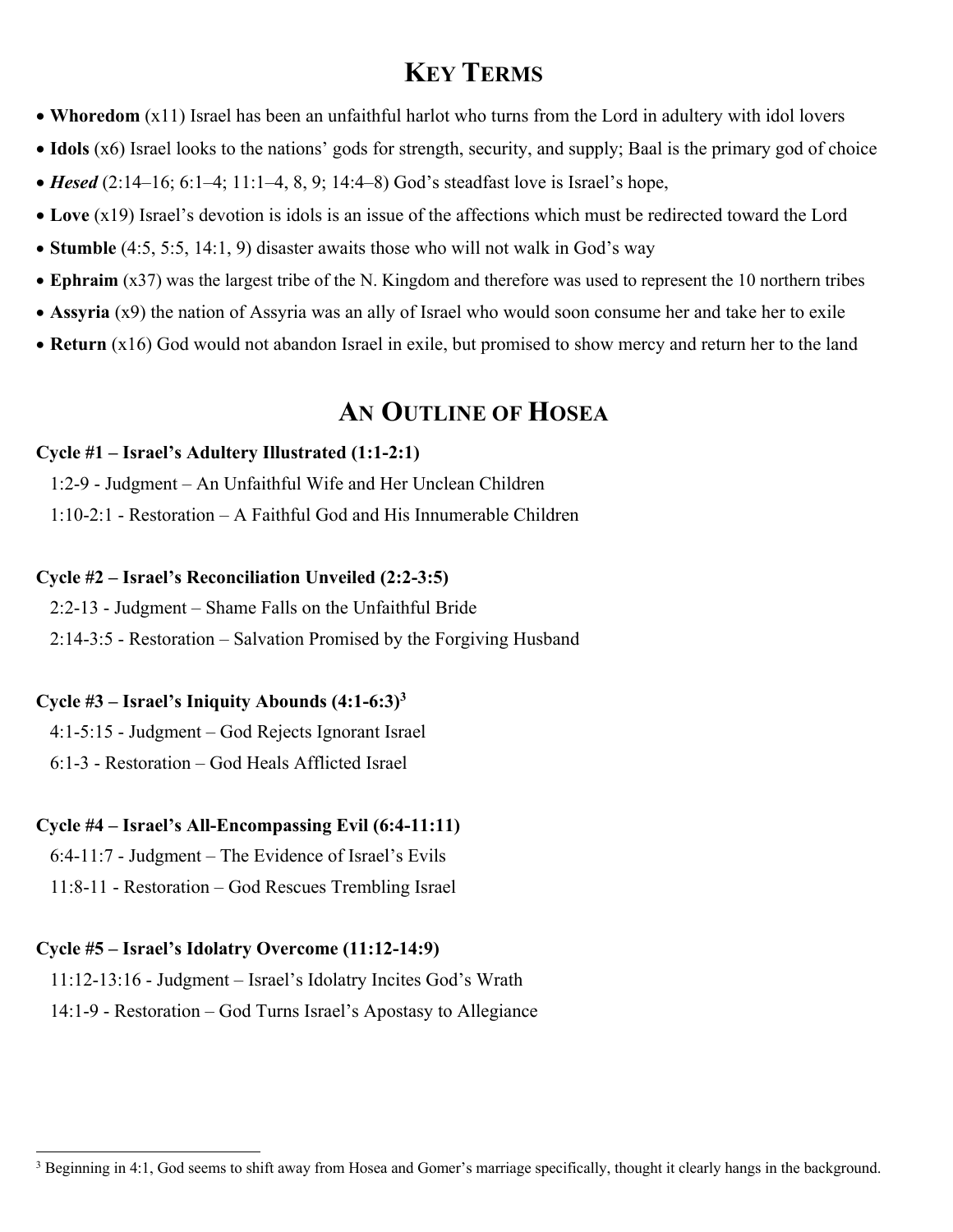## Key Terms

- **Whoredom** (x11) Israel has been an unfaithful harlot who turns from the Lord in adultery with idol lovers
- **Idols** (x6) Israel looks to the nations' gods for strength, security, and supply; Baal is the primary god of choice
- ***Hesed*** (2:14–16; 6:1–4; 11:1–4, 8, 9; 14:4–8) God's steadfast love is Israel's hope,
- **Love** (x19) Israel's devotion is idols is an issue of the affections which must be redirected toward the Lord
- **Stumble** (4:5, 5:5, 14:1, 9) disaster awaits those who will not walk in God's way
- **Ephraim** (x37) was the largest tribe of the N. Kingdom and therefore was used to represent the 10 northern tribes
- **Assyria** (x9) the nation of Assyria was an ally of Israel who would soon consume her and take her to exile
- **Return** (x16) God would not abandon Israel in exile, but promised to show mercy and return her to the land

## An Outline of Hosea

**Cycle #1 – Israel's Adultery Illustrated (1:1-2:1)**

1:2-9 - Judgment – An Unfaithful Wife and Her Unclean Children

1:10-2:1 - Restoration – A Faithful God and His Innumerable Children

**Cycle #2 – Israel's Reconciliation Unveiled (2:2-3:5)**

2:2-13 - Judgment – Shame Falls on the Unfaithful Bride

2:14-3:5 - Restoration – Salvation Promised by the Forgiving Husband

**Cycle #3 – Israel's Iniquity Abounds (4:1-6:3)[3]**

4:1-5:15 - Judgment – God Rejects Ignorant Israel

6:1-3 - Restoration – God Heals Afflicted Israel

**Cycle #4 – Israel's All-Encompassing Evil (6:4-11:11)**

6:4-11:7 - Judgment – The Evidence of Israel's Evils

11:8-11 - Restoration – God Rescues Trembling Israel

**Cycle #5 – Israel's Idolatry Overcome (11:12-14:9)**

11:12-13:16 - Judgment – Israel's Idolatry Incites God's Wrath

14:1-9 - Restoration – God Turns Israel's Apostasy to Allegiance

---

[3] Beginning in 4:1, God seems to shift away from Hosea and Gomer's marriage specifically, thought it clearly hangs in the background.